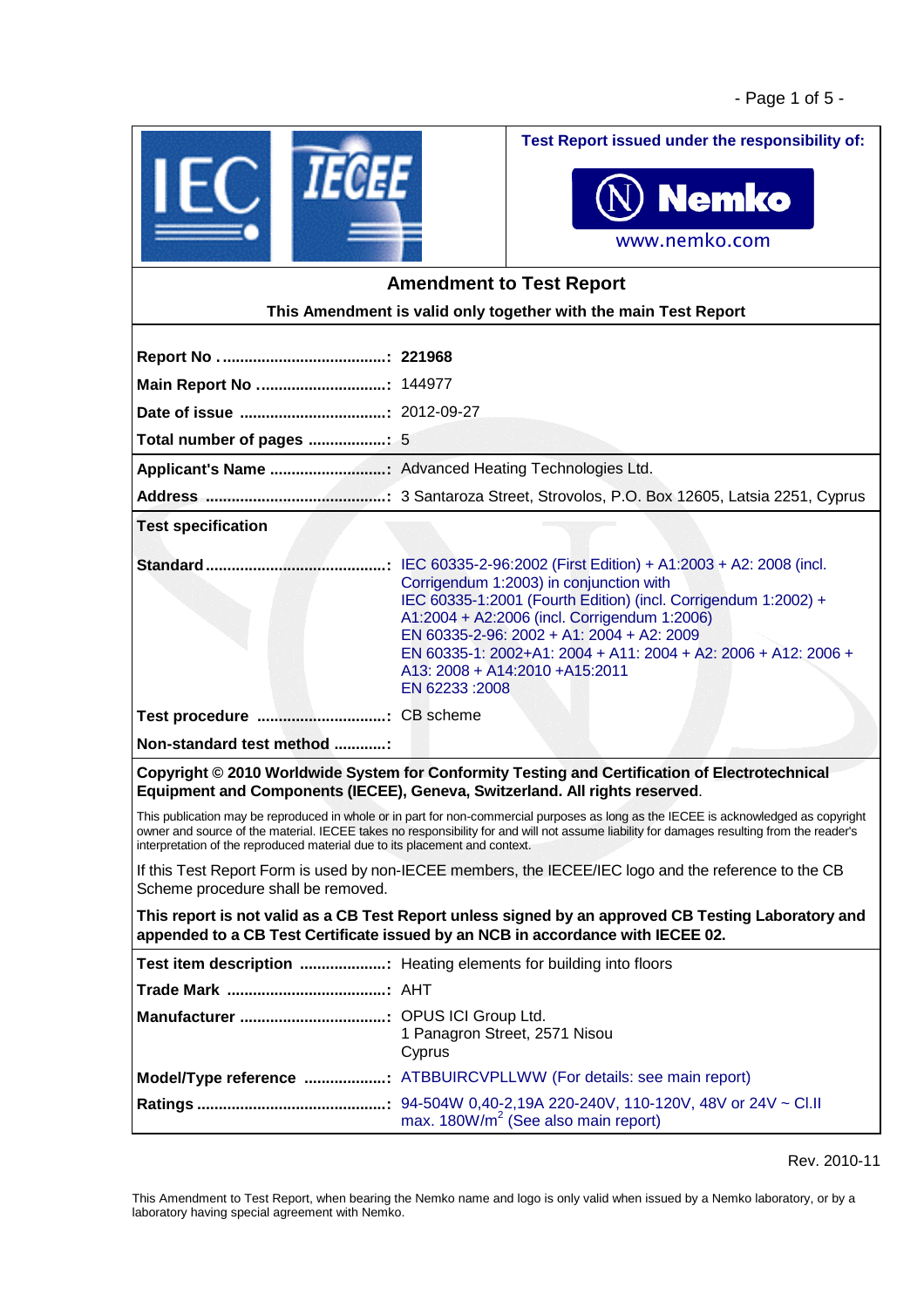**Test Report issued under the responsibility of:**

Nemko

www.nemko.com

## Amendment to Test Report

**This Amendment is valid only together with the main Test Report**

| | |
|---|---|
| **Report No ......................................:** | **221968** |
| **Main Report No .............................:** | 144977 |
| **Date of issue .................................:** | 2012-09-27 |
| **Total number of pages ..................:** | 5 |
| **Applicant's Name ...........................:** | Advanced Heating Technologies Ltd. |
| **Address ..........................................:** | 3 Santaroza Street, Strovolos, P.O. Box 12605, Latsia 2251, Cyprus |

**Test specification**

| | |
|---|---|
| **Standard ..........................................:** | IEC 60335-2-96:2002 (First Edition) + A1:2003 + A2: 2008 (incl. Corrigendum 1:2003) in conjunction with<br>IEC 60335-1:2001 (Fourth Edition) (incl. Corrigendum 1:2002) + A1:2004 + A2:2006 (incl. Corrigendum 1:2006)<br>EN 60335-2-96: 2002 + A1: 2004 + A2: 2009<br>EN 60335-1: 2002+A1: 2004 + A11: 2004 + A2: 2006 + A12: 2006 + A13: 2008 + A14:2010 +A15:2011<br>EN 62233 :2008 |
| **Test procedure .............................:** | CB scheme |
| **Non-standard test method ............:** | |

**Copyright © 2010 Worldwide System for Conformity Testing and Certification of Electrotechnical Equipment and Components (IECEE), Geneva, Switzerland. All rights reserved**.

This publication may be reproduced in whole or in part for non-commercial purposes as long as the IECEE is acknowledged as copyright owner and source of the material. IECEE takes no responsibility for and will not assume liability for damages resulting from the reader's interpretation of the reproduced material due to its placement and context.

If this Test Report Form is used by non-IECEE members, the IECEE/IEC logo and the reference to the CB Scheme procedure shall be removed.

**This report is not valid as a CB Test Report unless signed by an approved CB Testing Laboratory and appended to a CB Test Certificate issued by an NCB in accordance with IECEE 02.**

| | |
|---|---|
| **Test item description ....................:** | Heating elements for building into floors |
| **Trade Mark .....................................:** | AHT |
| **Manufacturer ..................................:** | OPUS ICI Group Ltd.<br>1 Panagron Street, 2571 Nisou<br>Cyprus |
| **Model/Type reference ...................:** | ATBBUIRCVPLLWW (For details: see main report) |
| **Ratings ............................................:** | 94-504W 0,40-2,19A 220-240V, 110-120V, 48V or 24V ~ Cl.II<br>max. 180W/m$^2$ (See also main report) |

Rev. 2010-11

This Amendment to Test Report, when bearing the Nemko name and logo is only valid when issued by a Nemko laboratory, or by a laboratory having special agreement with Nemko.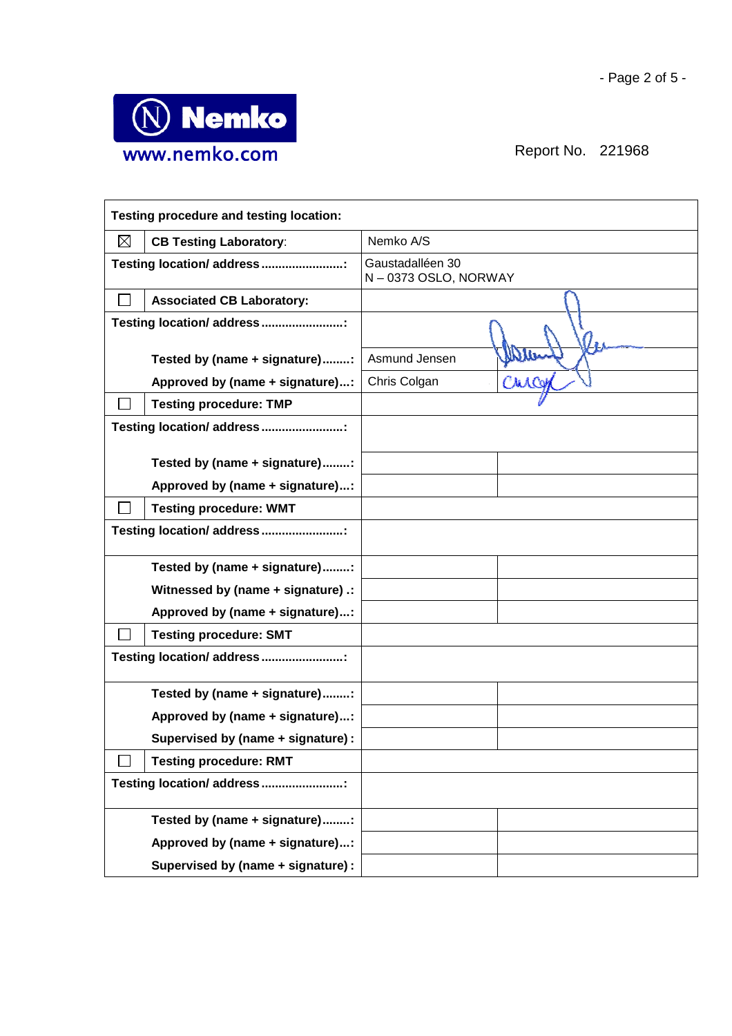Report No. 221968

| Testing procedure and testing location: | | | |
|---|---|---|---|
| ☒ | **CB Testing Laboratory**: | Nemko A/S | |
| **Testing location/ address........................:** | | Gaustadalléen 30<br>N – 0373 OSLO, NORWAY | |
| ☐ | **Associated CB Laboratory:** | | |
| **Testing location/ address........................:** | | | |
| | **Tested by (name + signature)........:** | Asmund Jensen | |
| | **Approved by (name + signature)....:** | Chris Colgan | |
| ☐ | **Testing procedure: TMP** | | |
| **Testing location/ address........................:** | | | |
| | **Tested by (name + signature)........:** | | |
| | **Approved by (name + signature)....:** | | |
| ☐ | **Testing procedure: WMT** | | |
| **Testing location/ address........................:** | | | |
| | **Tested by (name + signature)........:** | | |
| | **Witnessed by (name + signature) .:** | | |
| | **Approved by (name + signature)....:** | | |
| ☐ | **Testing procedure: SMT** | | |
| **Testing location/ address........................:** | | | |
| | **Tested by (name + signature)........:** | | |
| | **Approved by (name + signature)....:** | | |
| | **Supervised by (name + signature) :** | | |
| ☐ | **Testing procedure: RMT** | | |
| **Testing location/ address........................:** | | | |
| | **Tested by (name + signature)........:** | | |
| | **Approved by (name + signature)....:** | | |
| | **Supervised by (name + signature) :** | | |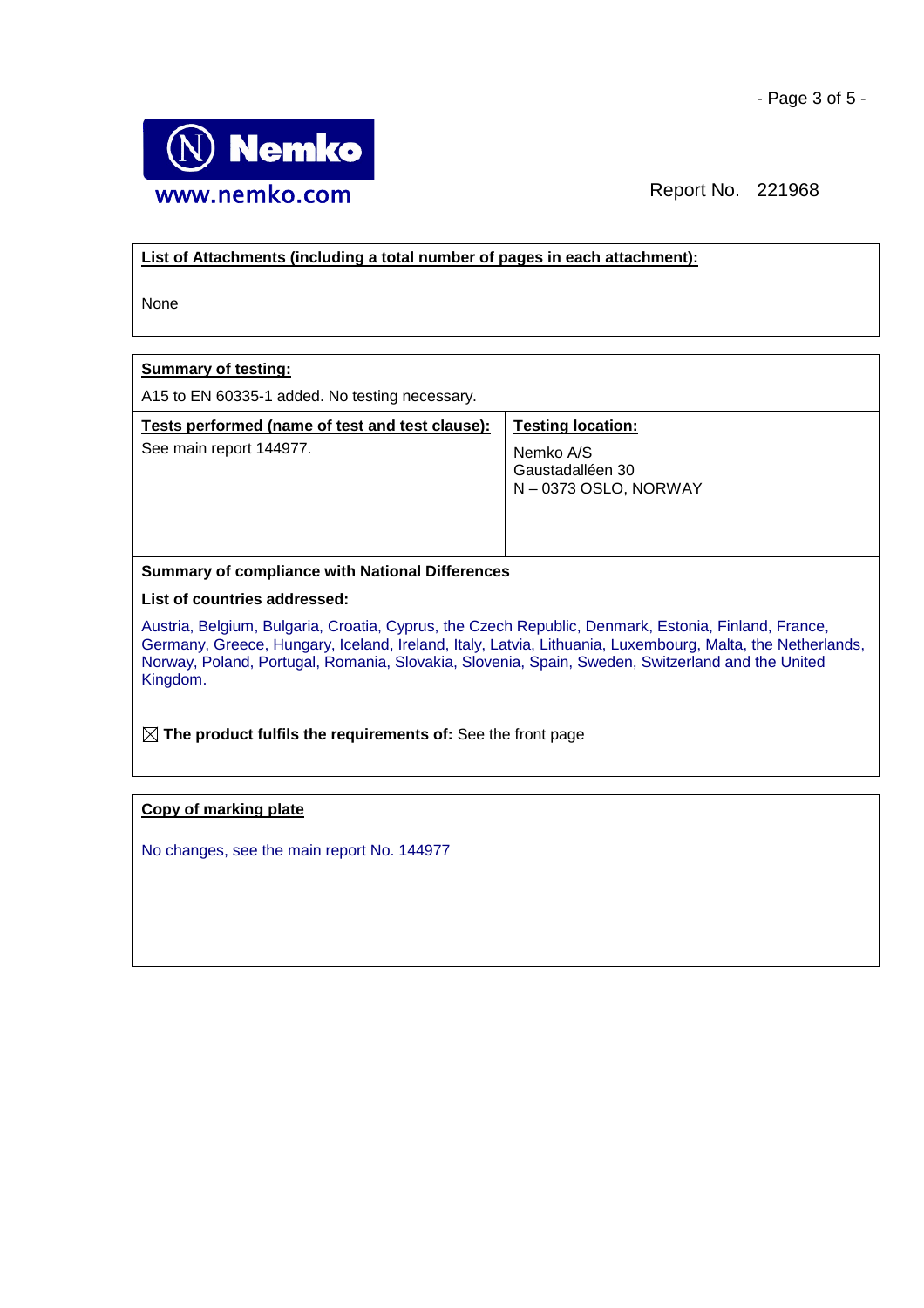Report No. 221968

**List of Attachments (including a total number of pages in each attachment):**

None

**Summary of testing:**

A15 to EN 60335-1 added. No testing necessary.

| **Tests performed (name of test and test clause):** | **Testing location:** |
|---|---|
| See main report 144977. | Nemko A/S<br>Gaustadalléen 30<br>N – 0373 OSLO, NORWAY |

**Summary of compliance with National Differences**

**List of countries addressed:**

Austria, Belgium, Bulgaria, Croatia, Cyprus, the Czech Republic, Denmark, Estonia, Finland, France, Germany, Greece, Hungary, Iceland, Ireland, Italy, Latvia, Lithuania, Luxembourg, Malta, the Netherlands, Norway, Poland, Portugal, Romania, Slovakia, Slovenia, Spain, Sweden, Switzerland and the United Kingdom.

☒ **The product fulfils the requirements of:** See the front page

**Copy of marking plate**

No changes, see the main report No. 144977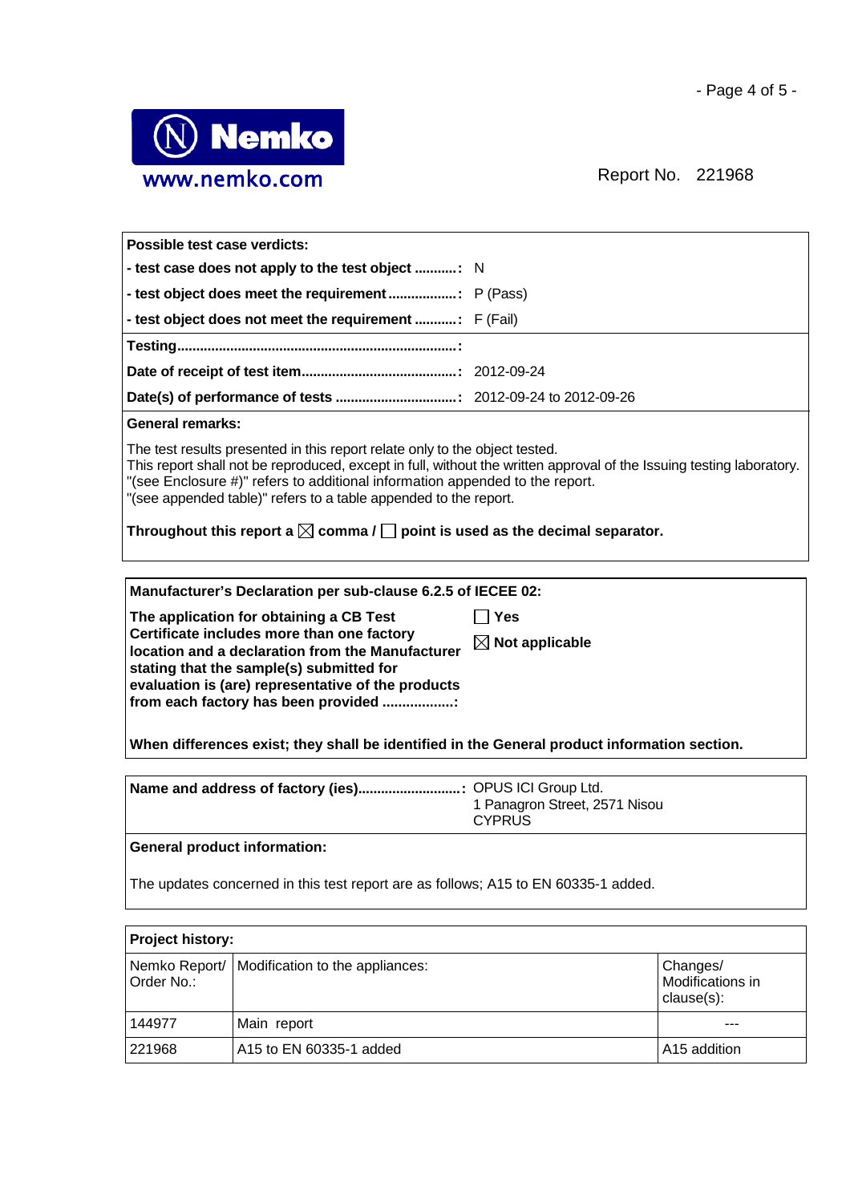| Possible test case verdicts: | |
|---|---|
| - test case does not apply to the test object ...........: | N |
| - test object does meet the requirement ..................: | P (Pass) |
| - test object does not meet the requirement ...........: | F (Fail) |
| Testing..........................................................................: | |
| Date of receipt of test item.........................................: | 2012-09-24 |
| Date(s) of performance of tests ................................: | 2012-09-24 to 2012-09-26 |

**General remarks:**

The test results presented in this report relate only to the object tested.
This report shall not be reproduced, except in full, without the written approval of the Issuing testing laboratory.
"(see Enclosure #)" refers to additional information appended to the report.
"(see appended table)" refers to a table appended to the report.

**Throughout this report a ☒ comma / ☐ point is used as the decimal separator.**

**Manufacturer's Declaration per sub-clause 6.2.5 of IECEE 02:**

| **The application for obtaining a CB Test Certificate includes more than one factory location and a declaration from the Manufacturer stating that the sample(s) submitted for evaluation is (are) representative of the products from each factory has been provided ..................:** | ☐ **Yes** <br> ☒ **Not applicable** |
|---|---|

**When differences exist; they shall be identified in the General product information section.**

| **Name and address of factory (ies)...........................:** | OPUS ICI Group Ltd.<br>1 Panagron Street, 2571 Nisou<br>CYPRUS |
|---|---|

**General product information:**

The updates concerned in this test report are as follows; A15 to EN 60335-1 added.

**Project history:**

| Nemko Report/ Order No.: | Modification to the appliances: | Changes/ Modifications in clause(s): |
|---|---|---|
| 144977 | Main report | --- |
| 221968 | A15 to EN 60335-1 added | A15 addition |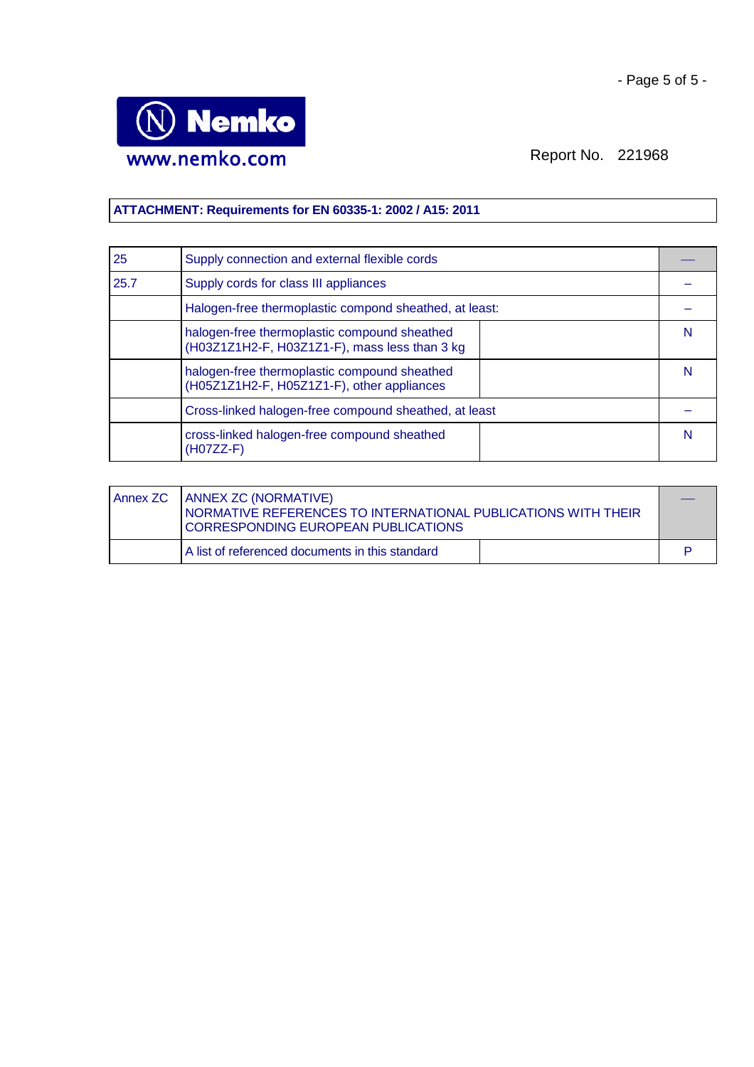**ATTACHMENT: Requirements for EN 60335-1: 2002 / A15: 2011**

| | | | |
|---|---|---|---|
| 25 | Supply connection and external flexible cords | | — |
| 25.7 | Supply cords for class III appliances | | – |
| | Halogen-free thermoplastic compond sheathed, at least: | | – |
| | halogen-free thermoplastic compound sheathed (H03Z1Z1H2-F, H03Z1Z1-F), mass less than 3 kg | | N |
| | halogen-free thermoplastic compound sheathed (H05Z1Z1H2-F, H05Z1Z1-F), other appliances | | N |
| | Cross-linked halogen-free compound sheathed, at least | | – |
| | cross-linked halogen-free compound sheathed (H07ZZ-F) | | N |

| | | | |
|---|---|---|---|
| Annex ZC | ANNEX ZC (NORMATIVE) NORMATIVE REFERENCES TO INTERNATIONAL PUBLICATIONS WITH THEIR CORRESPONDING EUROPEAN PUBLICATIONS | | — |
| | A list of referenced documents in this standard | | P |